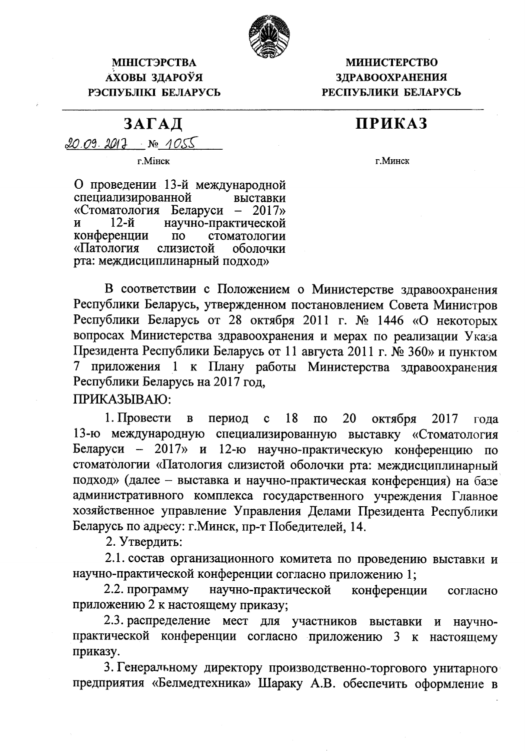**МІНІСТЭРСТВА АХОВЫ ЗДАРОЎЯ РЭСПУБЛІКІ БЕЛАРУСЬ**

**МИНИСТЕРСТВО ЗДРАВООХРАНЕНИЯ РЕСПУБЛИКИ БЕЛАРУСЬ**

# ЗАГАД / ПРИКАЗ

20.09.2017 № 1055

г.Мінск / г.Минск

О проведении 13-й международной специализированной выставки «Стоматология Беларуси – 2017» и 12-й научно-практической конференции по стоматологии «Патология слизистой оболочки рта: междисциплинарный подход»

В соответствии с Положением о Министерстве здравоохранения Республики Беларусь, утвержденном постановлением Совета Министров Республики Беларусь от 28 октября 2011 г. № 1446 «О некоторых вопросах Министерства здравоохранения и мерах по реализации Указа Президента Республики Беларусь от 11 августа 2011 г. № 360» и пунктом 7 приложения 1 к Плану работы Министерства здравоохранения Республики Беларусь на 2017 год,

ПРИКАЗЫВАЮ:

1. Провести в период с 18 по 20 октября 2017 года 13-ю международную специализированную выставку «Стоматология Беларуси – 2017» и 12-ю научно-практическую конференцию по стоматологии «Патология слизистой оболочки рта: междисциплинарный подход» (далее – выставка и научно-практическая конференция) на базе административного комплекса государственного учреждения Главное хозяйственное управление Управления Делами Президента Республики Беларусь по адресу: г.Минск, пр-т Победителей, 14.

2. Утвердить:

2.1. состав организационного комитета по проведению выставки и научно-практической конференции согласно приложению 1;

2.2. программу научно-практической конференции согласно приложению 2 к настоящему приказу;

2.3. распределение мест для участников выставки и научно-практической конференции согласно приложению 3 к настоящему приказу.

3. Генеральному директору производственно-торгового унитарного предприятия «Белмедтехника» Шараку А.В. обеспечить оформление в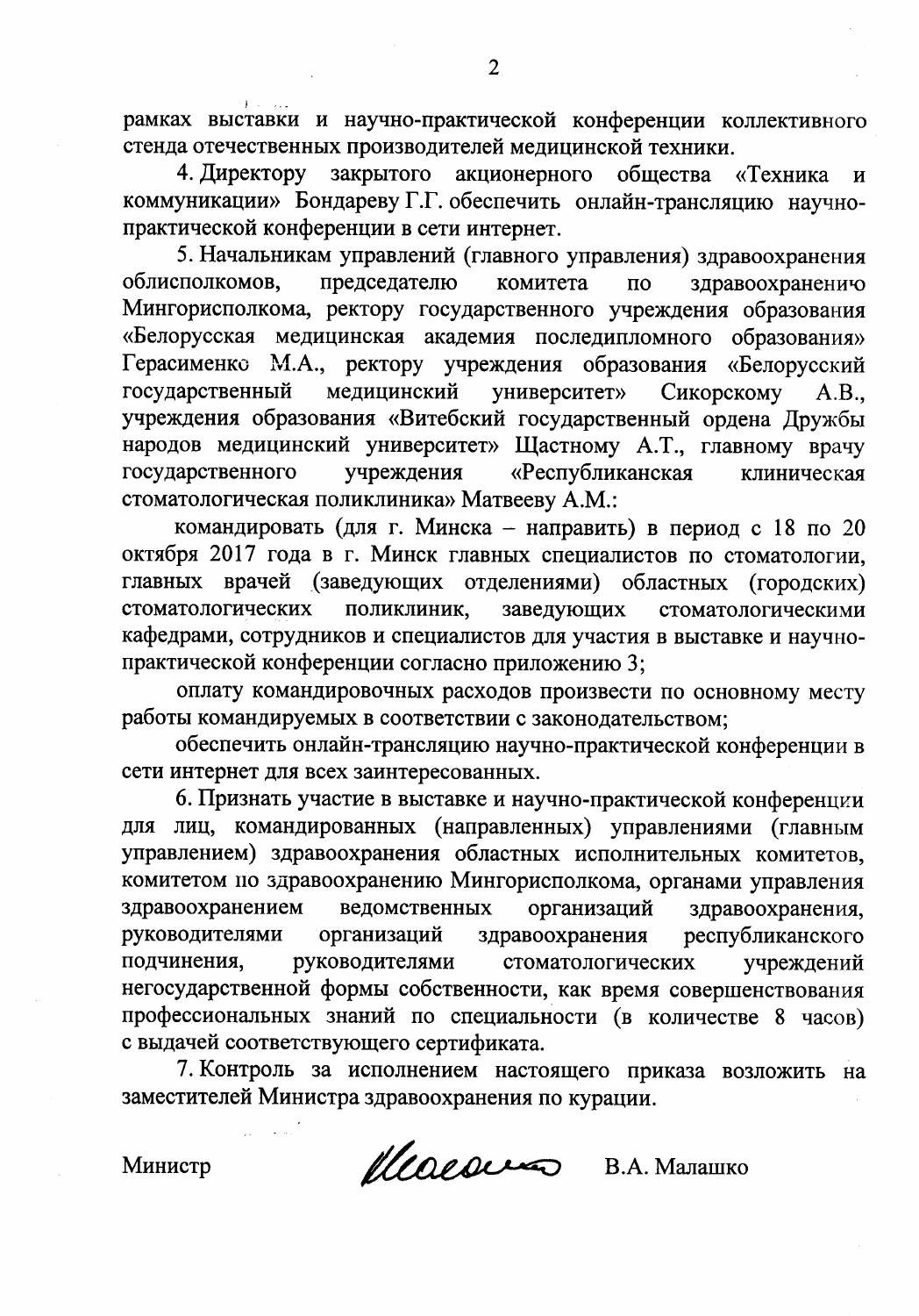рамках выставки и научно-практической конференции коллективного стенда отечественных производителей медицинской техники.

4. Директору закрытого акционерного общества «Техника и коммуникации» Бондареву Г.Г. обеспечить онлайн-трансляцию научно-практической конференции в сети интернет.

5. Начальникам управлений (главного управления) здравоохранения облисполкомов, председателю комитета по здравоохранению Мингорисполкома, ректору государственного учреждения образования «Белорусская медицинская академия последипломного образования» Герасименко М.А., ректору учреждения образования «Белорусский государственный медицинский университет» Сикорскому А.В., учреждения образования «Витебский государственный ордена Дружбы народов медицинский университет» Щастному А.Т., главному врачу государственного учреждения «Республиканская клиническая стоматологическая поликлиника» Матвееву А.М.:

командировать (для г. Минска – направить) в период с 18 по 20 октября 2017 года в г. Минск главных специалистов по стоматологии, главных врачей (заведующих отделениями) областных (городских) стоматологических поликлиник, заведующих стоматологическими кафедрами, сотрудников и специалистов для участия в выставке и научно-практической конференции согласно приложению 3;

оплату командировочных расходов произвести по основному месту работы командируемых в соответствии с законодательством;

обеспечить онлайн-трансляцию научно-практической конференции в сети интернет для всех заинтересованных.

6. Признать участие в выставке и научно-практической конференции для лиц, командированных (направленных) управлениями (главным управлением) здравоохранения областных исполнительных комитетов, комитетом по здравоохранению Мингорисполкома, органами управления здравоохранением ведомственных организаций здравоохранения, руководителями организаций здравоохранения республиканского подчинения, руководителями стоматологических учреждений негосударственной формы собственности, как время совершенствования профессиональных знаний по специальности (в количестве 8 часов) с выдачей соответствующего сертификата.

7. Контроль за исполнением настоящего приказа возложить на заместителей Министра здравоохранения по курации.

Министр В.А. Малашко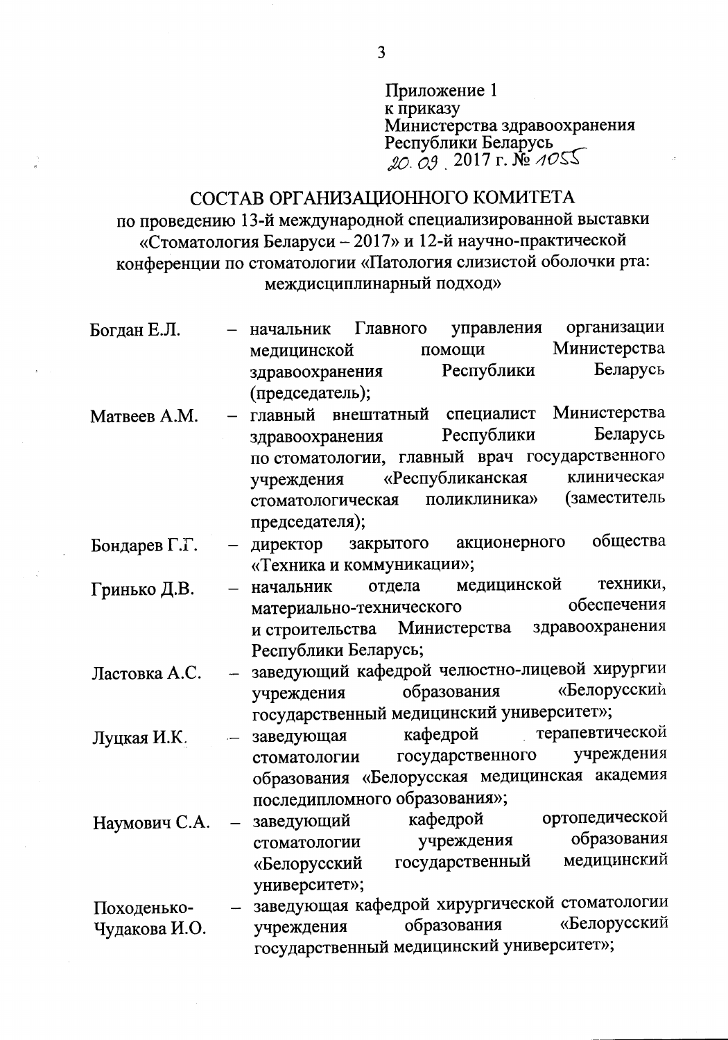Приложение 1
к приказу
Министерства здравоохранения
Республики Беларусь
20.09.2017 г. № 1055

# СОСТАВ ОРГАНИЗАЦИОННОГО КОМИТЕТА

## по проведению 13-й международной специализированной выставки «Стоматология Беларуси – 2017» и 12-й научно-практической конференции по стоматологии «Патология слизистой оболочки рта: междисциплинарный подход»

Богдан Е.Л. – начальник Главного управления организации медицинской помощи Министерства здравоохранения Республики Беларусь (председатель);

Матвеев А.М. – главный внештатный специалист Министерства здравоохранения Республики Беларусь по стоматологии, главный врач государственного учреждения «Республиканская клиническая стоматологическая поликлиника» (заместитель председателя);

Бондарев Г.Г. – директор закрытого акционерного общества «Техника и коммуникации»;

Гринько Д.В. – начальник отдела медицинской техники, материально-технического обеспечения и строительства Министерства здравоохранения Республики Беларусь;

Ластовка А.С. – заведующий кафедрой челюстно-лицевой хирургии учреждения образования «Белорусский государственный медицинский университет»;

Луцкая И.К. – заведующая кафедрой терапевтической стоматологии государственного учреждения образования «Белорусская медицинская академия последипломного образования»;

Наумович С.А. – заведующий кафедрой ортопедической стоматологии учреждения образования «Белорусский государственный медицинский университет»;

Походенько-Чудакова И.О. – заведующая кафедрой хирургической стоматологии учреждения образования «Белорусский государственный медицинский университет»;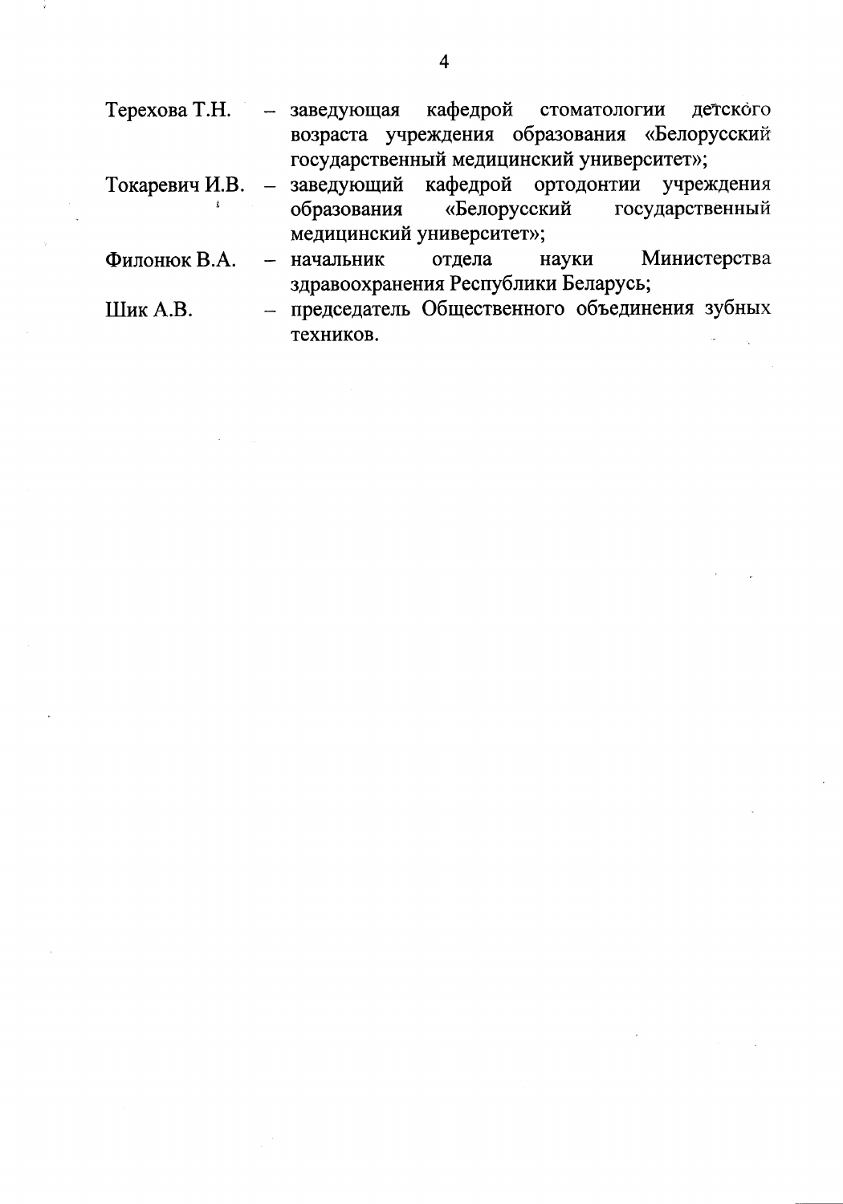Терехова Т.Н. – заведующая кафедрой стоматологии детского возраста учреждения образования «Белорусский государственный медицинский университет»;

Токаревич И.В. – заведующий кафедрой ортодонтии учреждения образования «Белорусский государственный медицинский университет»;

Филонюк В.А. – начальник отдела науки Министерства здравоохранения Республики Беларусь;

Шик А.В. – председатель Общественного объединения зубных техников.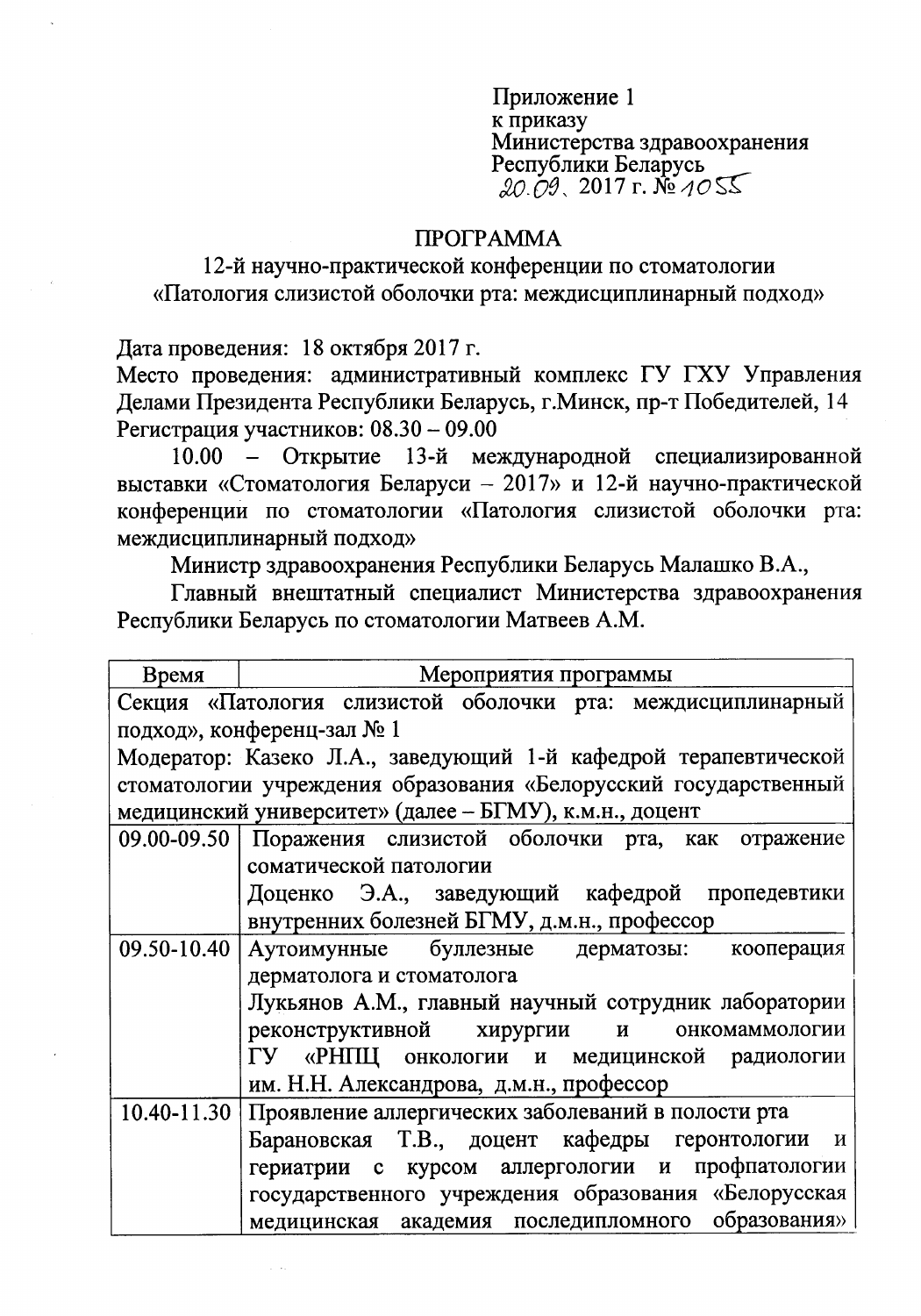Приложение 1
к приказу
Министерства здравоохранения
Республики Беларусь
20.09. 2017 г. № 1055

# ПРОГРАММА

## 12-й научно-практической конференции по стоматологии «Патология слизистой оболочки рта: междисциплинарный подход»

Дата проведения: 18 октября 2017 г.
Место проведения: административный комплекс ГУ ГХУ Управления Делами Президента Республики Беларусь, г.Минск, пр-т Победителей, 14
Регистрация участников: 08.30 – 09.00

10.00 – Открытие 13-й международной специализированной выставки «Стоматология Беларуси – 2017» и 12-й научно-практической конференции по стоматологии «Патология слизистой оболочки рта: междисциплинарный подход»

Министр здравоохранения Республики Беларусь Малашко В.А.,

Главный внештатный специалист Министерства здравоохранения Республики Беларусь по стоматологии Матвеев А.М.

| Время | Мероприятия программы |
|---|---|
| Секция «Патология слизистой оболочки рта: междисциплинарный подход», конференц-зал № 1<br>Модератор: Казеко Л.А., заведующий 1-й кафедрой терапевтической стоматологии учреждения образования «Белорусский государственный медицинский университет» (далее – БГМУ), к.м.н., доцент | |
| 09.00-09.50 | Поражения слизистой оболочки рта, как отражение соматической патологии<br>Доценко Э.А., заведующий кафедрой пропедевтики внутренних болезней БГМУ, д.м.н., профессор |
| 09.50-10.40 | Аутоимунные буллезные дерматозы: кооперация дерматолога и стоматолога<br>Лукьянов А.М., главный научный сотрудник лаборатории реконструктивной хирургии и онкомаммологии ГУ «РНПЦ онкологии и медицинской радиологии им. Н.Н. Александрова, д.м.н., профессор |
| 10.40-11.30 | Проявление аллергических заболеваний в полости рта<br>Барановская Т.В., доцент кафедры геронтологии и гериатрии с курсом аллергологии и профпатологии государственного учреждения образования «Белорусская медицинская академия последипломного образования» |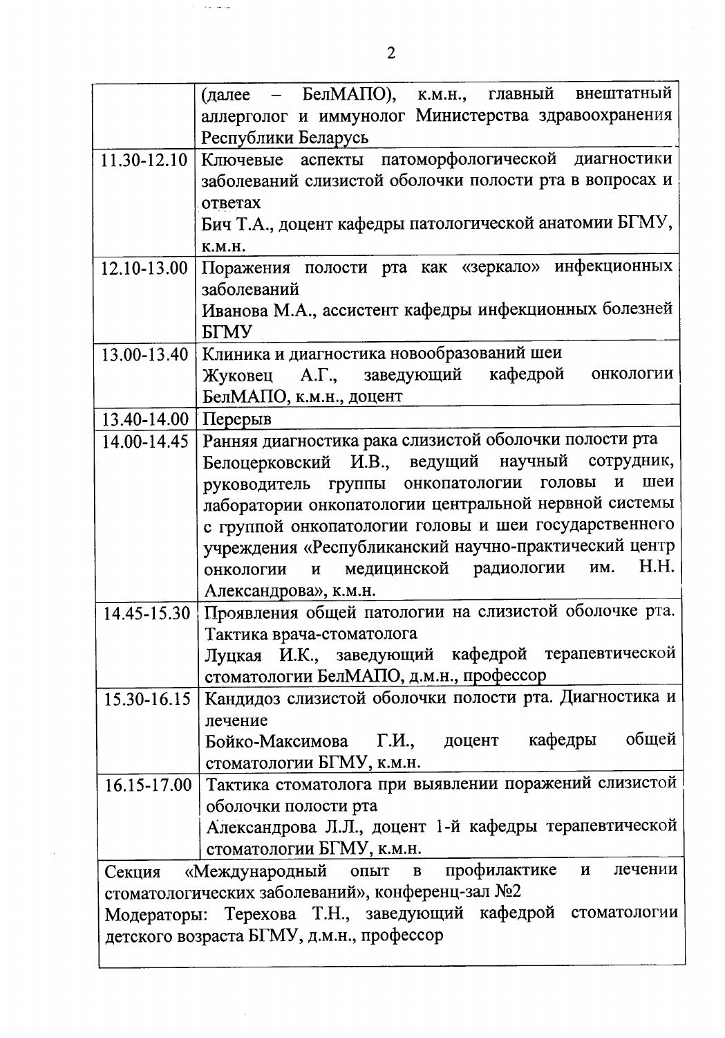| | |
|---|---|
| | (далее – БелМАПО), к.м.н., главный внештатный аллерголог и иммунолог Министерства здравоохранения Республики Беларусь |
| 11.30-12.10 | Ключевые аспекты патоморфологической диагностики заболеваний слизистой оболочки полости рта в вопросах и ответах<br>Бич Т.А., доцент кафедры патологической анатомии БГМУ, к.м.н. |
| 12.10-13.00 | Поражения полости рта как «зеркало» инфекционных заболеваний<br>Иванова М.А., ассистент кафедры инфекционных болезней БГМУ |
| 13.00-13.40 | Клиника и диагностика новообразований шеи<br>Жуковец А.Г., заведующий кафедрой онкологии БелМАПО, к.м.н., доцент |
| 13.40-14.00 | Перерыв |
| 14.00-14.45 | Ранняя диагностика рака слизистой оболочки полости рта<br>Белоцерковский И.В., ведущий научный сотрудник, руководитель группы онкопатологии головы и шеи лаборатории онкопатологии центральной нервной системы с группой онкопатологии головы и шеи государственного учреждения «Республиканский научно-практический центр онкологии и медицинской радиологии им. Н.Н. Александрова», к.м.н. |
| 14.45-15.30 | Проявления общей патологии на слизистой оболочке рта. Тактика врача-стоматолога<br>Луцкая И.К., заведующий кафедрой терапевтической стоматологии БелМАПО, д.м.н., профессор |
| 15.30-16.15 | Кандидоз слизистой оболочки полости рта. Диагностика и лечение<br>Бойко-Максимова Г.И., доцент кафедры общей стоматологии БГМУ, к.м.н. |
| 16.15-17.00 | Тактика стоматолога при выявлении поражений слизистой оболочки полости рта<br>Александрова Л.Л., доцент 1-й кафедры терапевтической стоматологии БГМУ, к.м.н. |
| Секция «Международный опыт в профилактике и лечении стоматологических заболеваний», конференц-зал №2<br>Модераторы: Терехова Т.Н., заведующий кафедрой стоматологии детского возраста БГМУ, д.м.н., профессор | |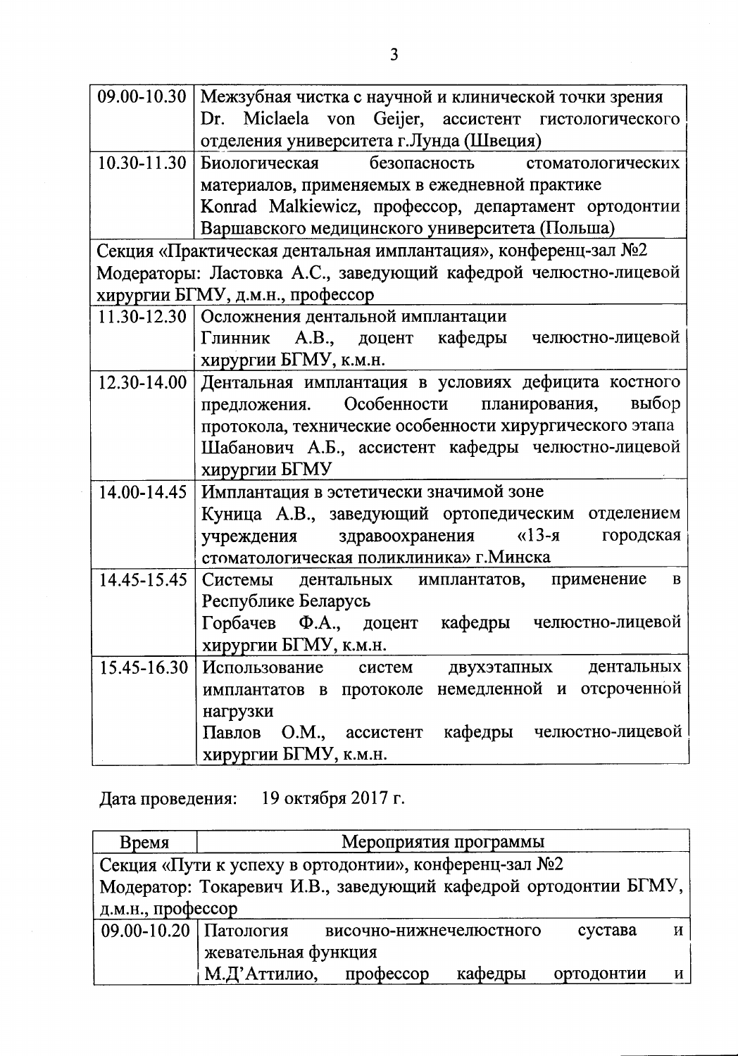| | |
|---|---|
| 09.00-10.30 | Межзубная чистка с научной и клинической точки зрения<br>Dr. Miclaela von Geijer, ассистент гистологического отделения университета г.Лунда (Швеция) |
| 10.30-11.30 | Биологическая безопасность стоматологических материалов, применяемых в ежедневной практике<br>Konrad Malkiewicz, профессор, департамент ортодонтии Варшавского медицинского университета (Польша) |
| Секция «Практическая дентальная имплантация», конференц-зал №2<br>Модераторы: Ластовка А.С., заведующий кафедрой челюстно-лицевой хирургии БГМУ, д.м.н., профессор | |
| 11.30-12.30 | Осложнения дентальной имплантации<br>Глинник А.В., доцент кафедры челюстно-лицевой хирургии БГМУ, к.м.н. |
| 12.30-14.00 | Дентальная имплантация в условиях дефицита костного предложения. Особенности планирования, выбор протокола, технические особенности хирургического этапа<br>Шабанович А.Б., ассистент кафедры челюстно-лицевой хирургии БГМУ |
| 14.00-14.45 | Имплантация в эстетически значимой зоне<br>Куница А.В., заведующий ортопедическим отделением учреждения здравоохранения «13-я городская стоматологическая поликлиника» г.Минска |
| 14.45-15.45 | Системы дентальных имплантатов, применение в Республике Беларусь<br>Горбачев Ф.А., доцент кафедры челюстно-лицевой хирургии БГМУ, к.м.н. |
| 15.45-16.30 | Использование систем двухэтапных дентальных имплантатов в протоколе немедленной и отсроченной нагрузки<br>Павлов О.М., ассистент кафедры челюстно-лицевой хирургии БГМУ, к.м.н. |

Дата проведения: 19 октября 2017 г.

| Время | Мероприятия программы |
|---|---|
| Секция «Пути к успеху в ортодонтии», конференц-зал №2<br>Модератор: Токаревич И.В., заведующий кафедрой ортодонтии БГМУ, д.м.н., профессор | |
| 09.00-10.20 | Патология височно-нижнечелюстного сустава и жевательная функция<br>М.Д'Аттилио, профессор кафедры ортодонтии и |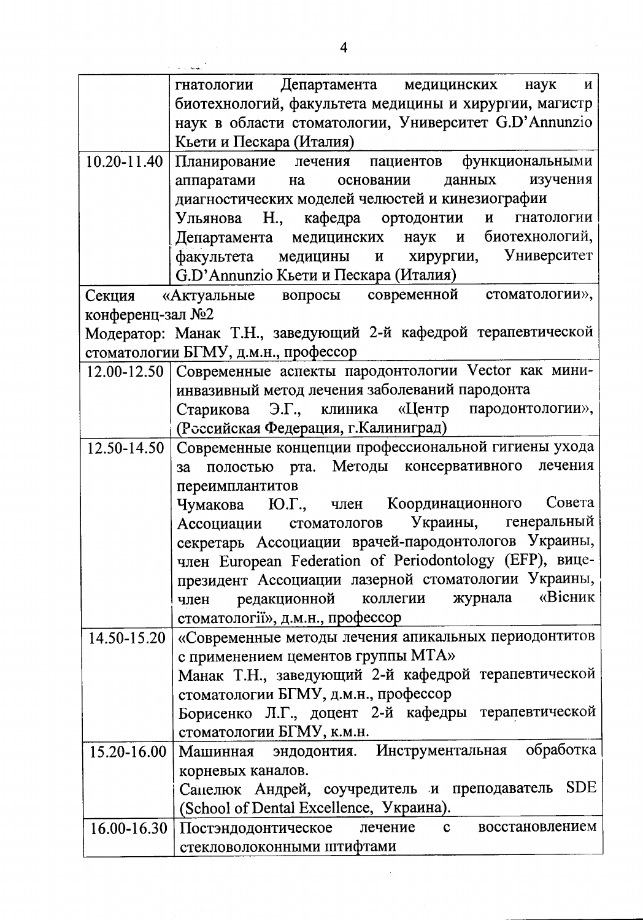| | |
|---|---|
| | гнатологии Департамента медицинских наук и биотехнологий, факультета медицины и хирургии, магистр наук в области стоматологии, Университет G.D'Annunzio Кьети и Пескара (Италия) |
| 10.20-11.40 | Планирование лечения пациентов функциональными аппаратами на основании данных изучения диагностических моделей челюстей и кинезиографии<br>Ульянова Н., кафедра ортодонтии и гнатологии Департамента медицинских наук и биотехнологий, факультета медицины и хирургии, Университет G.D'Annunzio Кьети и Пескара (Италия) |
| Секция «Актуальные вопросы современной стоматологии», конференц-зал №2<br>Модератор: Манак Т.Н., заведующий 2-й кафедрой терапевтической стоматологии БГМУ, д.м.н., профессор | |
| 12.00-12.50 | Современные аспекты пародонтологии Vector как мини-инвазивный метод лечения заболеваний пародонта<br>Старикова Э.Г., клиника «Центр пародонтологии», (Российская Федерация, г.Калиниград) |
| 12.50-14.50 | Современные концепции профессиональной гигиены ухода за полостью рта. Методы консервативного лечения переимплантитов<br>Чумакова Ю.Г., член Координационного Совета Ассоциации стоматологов Украины, генеральный секретарь Ассоциации врачей-пародонтологов Украины, член European Federation of Periodontology (EFP), вице-президент Ассоциации лазерной стоматологии Украины, член редакционной коллегии журнала «Вісник стоматології», д.м.н., профессор |
| 14.50-15.20 | «Современные методы лечения апикальных периодонтитов с применением цементов группы МТА»<br>Манак Т.Н., заведующий 2-й кафедрой терапевтической стоматологии БГМУ, д.м.н., профессор<br>Борисенко Л.Г., доцент 2-й кафедры терапевтической стоматологии БГМУ, к.м.н. |
| 15.20-16.00 | Машинная эндодонтия. Инструментальная обработка корневых каналов.<br>Сапелюк Андрей, соучредитель и преподаватель SDE (School of Dental Excellence, Украина). |
| 16.00-16.30 | Постэндодонтическое лечение с восстановлением стекловолоконными штифтами |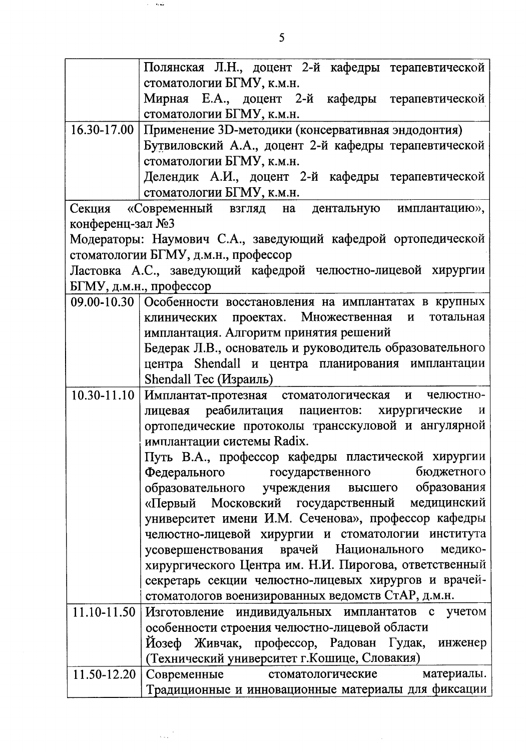| | |
|---|---|
| | Полянская Л.Н., доцент 2-й кафедры терапевтической стоматологии БГМУ, к.м.н.<br>Мирная Е.А., доцент 2-й кафедры терапевтической стоматологии БГМУ, к.м.н. |
| 16.30-17.00 | Применение 3D-методики (консервативная эндодонтия)<br>Бутвиловский А.А., доцент 2-й кафедры терапевтической стоматологии БГМУ, к.м.н.<br>Делендик А.И., доцент 2-й кафедры терапевтической стоматологии БГМУ, к.м.н. |
| Секция «Современный взгляд на дентальную имплантацию», конференц-зал №3<br>Модераторы: Наумович С.А., заведующий кафедрой ортопедической стоматологии БГМУ, д.м.н., профессор<br>Ластовка А.С., заведующий кафедрой челюстно-лицевой хирургии БГМУ, д.м.н., профессор | |
| 09.00-10.30 | Особенности восстановления на имплантатах в крупных клинических проектах. Множественная и тотальная имплантация. Алгоритм принятия решений<br>Бедерак Л.В., основатель и руководитель образовательного центра Shendall и центра планирования имплантации Shendall Tec (Израиль) |
| 10.30-11.10 | Имплантат-протезная стоматологическая и челюстно-лицевая реабилитация пациентов: хирургические и ортопедические протоколы трансскуловой и ангулярной имплантации системы Radix.<br>Путь В.А., профессор кафедры пластической хирургии Федерального государственного бюджетного образовательного учреждения высшего образования «Первый Московский государственный медицинский университет имени И.М. Сеченова», профессор кафедры челюстно-лицевой хирургии и стоматологии института усовершенствования врачей Национального медико-хирургического Центра им. Н.И. Пирогова, ответственный секретарь секции челюстно-лицевых хирургов и врачей-стоматологов военизированных ведомств СтАР, д.м.н. |
| 11.10-11.50 | Изготовление индивидуальных имплантатов с учетом особенности строения челюстно-лицевой области<br>Йозеф Живчак, профессор, Радован Гудак, инженер (Технический университет г.Кошице, Словакия) |
| 11.50-12.20 | Современные стоматологические материалы. Традиционные и инновационные материалы для фиксации |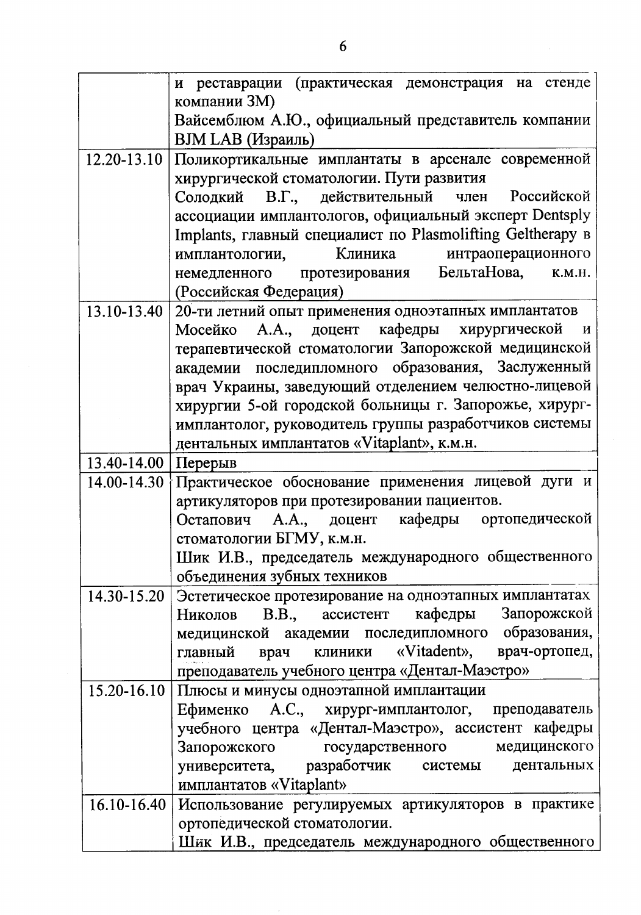| | |
|---|---|
| | и реставрации (практическая демонстрация на стенде компании 3М) Вайсемблюм А.Ю., официальный представитель компании BJM LAB (Израиль) |
| 12.20-13.10 | Поликортикальные имплантаты в арсенале современной хирургической стоматологии. Пути развития Солодкий В.Г., действительный член Российской ассоциации имплантологов, официальный эксперт Dentsply Implants, главный специалист по Plasmolifting Geltherapy в имплантологии, Клиника интраоперационного немедленного протезирования БельтаНова, к.м.н. (Российская Федерация) |
| 13.10-13.40 | 20-ти летний опыт применения одноэтапных имплантатов Мосейко А.А., доцент кафедры хирургической и терапевтической стоматологии Запорожской медицинской академии последипломного образования, Заслуженный врач Украины, заведующий отделением челюстно-лицевой хирургии 5-ой городской больницы г. Запорожье, хирург-имплантолог, руководитель группы разработчиков системы дентальных имплантатов «Vitaplant», к.м.н. |
| 13.40-14.00 | Перерыв |
| 14.00-14.30 | Практическое обоснование применения лицевой дуги и артикуляторов при протезировании пациентов. Остапович А.А., доцент кафедры ортопедической стоматологии БГМУ, к.м.н. Шик И.В., председатель международного общественного объединения зубных техников |
| 14.30-15.20 | Эстетическое протезирование на одноэтапных имплантатах Николов В.В., ассистент кафедры Запорожской медицинской академии последипломного образования, главный врач клиники «Vitadent», врач-ортопед, преподаватель учебного центра «Дентал-Маэстро» |
| 15.20-16.10 | Плюсы и минусы одноэтапной имплантации Ефименко А.С., хирург-имплантолог, преподаватель учебного центра «Дентал-Маэстро», ассистент кафедры Запорожского государственного медицинского университета, разработчик системы дентальных имплантатов «Vitaplant» |
| 16.10-16.40 | Использование регулируемых артикуляторов в практике ортопедической стоматологии. Шик И.В., председатель международного общественного |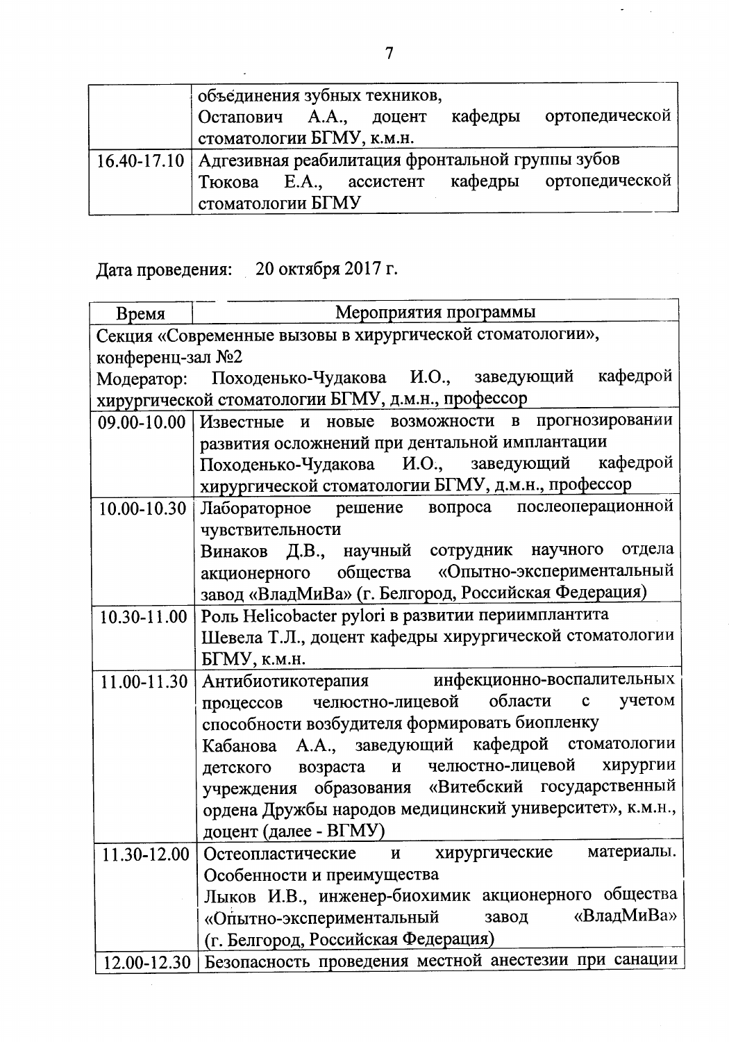| | объединения зубных техников, Остапович А.А., доцент кафедры ортопедической стоматологии БГМУ, к.м.н. |
|---|---|
| 16.40-17.10 | Адгезивная реабилитация фронтальной группы зубов Тюкова Е.А., ассистент кафедры ортопедической стоматологии БГМУ |

Дата проведения: 20 октября 2017 г.

| Время | Мероприятия программы |
|---|---|
| Секция «Современные вызовы в хирургической стоматологии», конференц-зал №2 Модератор: Походенько-Чудакова И.О., заведующий кафедрой хирургической стоматологии БГМУ, д.м.н., профессор | |
| 09.00-10.00 | Известные и новые возможности в прогнозировании развития осложнений при дентальной имплантации Походенько-Чудакова И.О., заведующий кафедрой хирургической стоматологии БГМУ, д.м.н., профессор |
| 10.00-10.30 | Лабораторное решение вопроса послеоперационной чувствительности Винаков Д.В., научный сотрудник научного отдела акционерного общества «Опытно-экспериментальный завод «ВладМиВа» (г. Белгород, Российская Федерация) |
| 10.30-11.00 | Роль Helicobacter pylori в развитии периимплантита Шевела Т.Л., доцент кафедры хирургической стоматологии БГМУ, к.м.н. |
| 11.00-11.30 | Антибиотикотерапия инфекционно-воспалительных процессов челюстно-лицевой области с учетом способности возбудителя формировать биопленку Кабанова А.А., заведующий кафедрой стоматологии детского возраста и челюстно-лицевой хирургии учреждения образования «Витебский государственный ордена Дружбы народов медицинский университет», к.м.н., доцент (далее - ВГМУ) |
| 11.30-12.00 | Остеопластические и хирургические материалы. Особенности и преимущества Лыков И.В., инженер-биохимик акционерного общества «Опытно-экспериментальный завод «ВладМиВа» (г. Белгород, Российская Федерация) |
| 12.00-12.30 | Безопасность проведения местной анестезии при санации |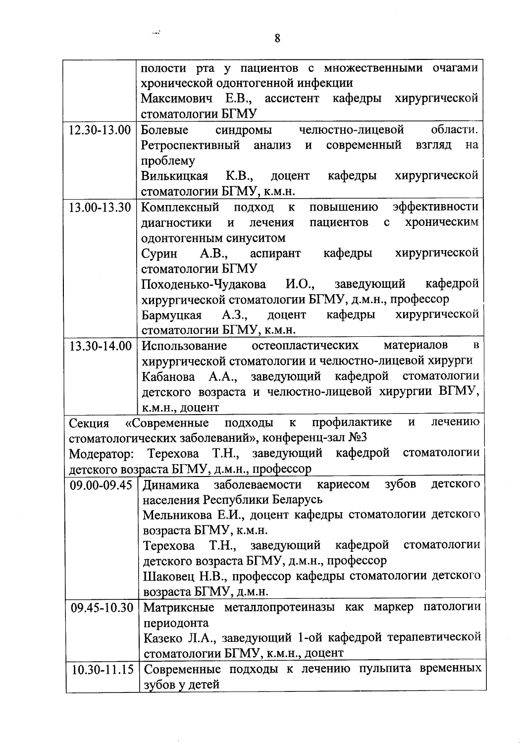| | |
|---|---|
| | полости рта у пациентов с множественными очагами хронической одонтогенной инфекции<br>Максимович Е.В., ассистент кафедры хирургической стоматологии БГМУ |
| 12.30-13.00 | Болевые синдромы челюстно-лицевой области. Ретроспективный анализ и современный взгляд на проблему<br>Вилькицкая К.В., доцент кафедры хирургической стоматологии БГМУ, к.м.н. |
| 13.00-13.30 | Комплексный подход к повышению эффективности диагностики и лечения пациентов с хроническим одонтогенным синуситом<br>Сурин А.В., аспирант кафедры хирургической стоматологии БГМУ<br>Походенько-Чудакова И.О., заведующий кафедрой хирургической стоматологии БГМУ, д.м.н., профессор<br>Бармуцкая А.З., доцент кафедры хирургической стоматологии БГМУ, к.м.н. |
| 13.30-14.00 | Использование остеопластических материалов в хирургической стоматологии и челюстно-лицевой хирурги<br>Кабанова А.А., заведующий кафедрой стоматологии детского возраста и челюстно-лицевой хирургии ВГМУ, к.м.н., доцент |

Секция «Современные подходы к профилактике и лечению стоматологических заболеваний», конференц-зал №3
Модератор: Терехова Т.Н., заведующий кафедрой стоматологии детского возраста БГМУ, д.м.н., профессор

| | |
|---|---|
| 09.00-09.45 | Динамика заболеваемости кариесом зубов детского населения Республики Беларусь<br>Мельникова Е.И., доцент кафедры стоматологии детского возраста БГМУ, к.м.н.<br>Терехова Т.Н., заведующий кафедрой стоматологии детского возраста БГМУ, д.м.н., профессор<br>Шаковец Н.В., профессор кафедры стоматологии детского возраста БГМУ, д.м.н. |
| 09.45-10.30 | Матриксные металлопротеиназы как маркер патологии периодонта<br>Казеко Л.А., заведующий 1-ой кафедрой терапевтической стоматологии БГМУ, к.м.н., доцент |
| 10.30-11.15 | Современные подходы к лечению пульпита временных зубов у детей |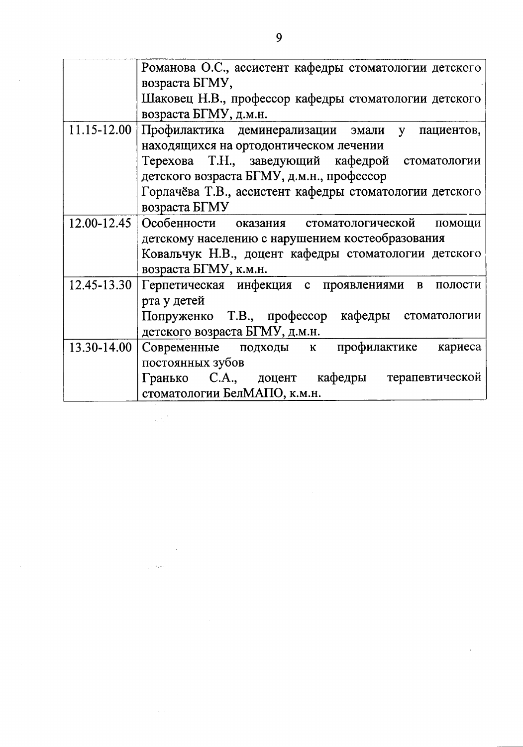| | |
|---|---|
| | Романова О.С., ассистент кафедры стоматологии детскcго возраста БГМУ,<br>Шаковец Н.В., профессор кафедры стоматологии детского возраста БГМУ, д.м.н. |
| 11.15-12.00 | Профилактика деминерализации эмали у пациентов, находящихся на ортодонтическом лечении<br>Терехова Т.Н., заведующий кафедрой стоматологии детского возраста БГМУ, д.м.н., профессор<br>Горлачёва Т.В., ассистент кафедры стоматологии детского возраста БГМУ |
| 12.00-12.45 | Особенности оказания стоматологической помощи детскому населению с нарушением костеобразования<br>Ковальчук Н.В., доцент кафедры стоматологии детского возраста БГМУ, к.м.н. |
| 12.45-13.30 | Герпетическая инфекция с проявлениями в полости рта у детей<br>Попруженко Т.В., профессор кафедры стоматологии детского возраста БГМУ, д.м.н. |
| 13.30-14.00 | Современные подходы к профилактике кариеса постоянных зубов<br>Гранько С.А., доцент кафедры терапевтической стоматологии БелМАПО, к.м.н. |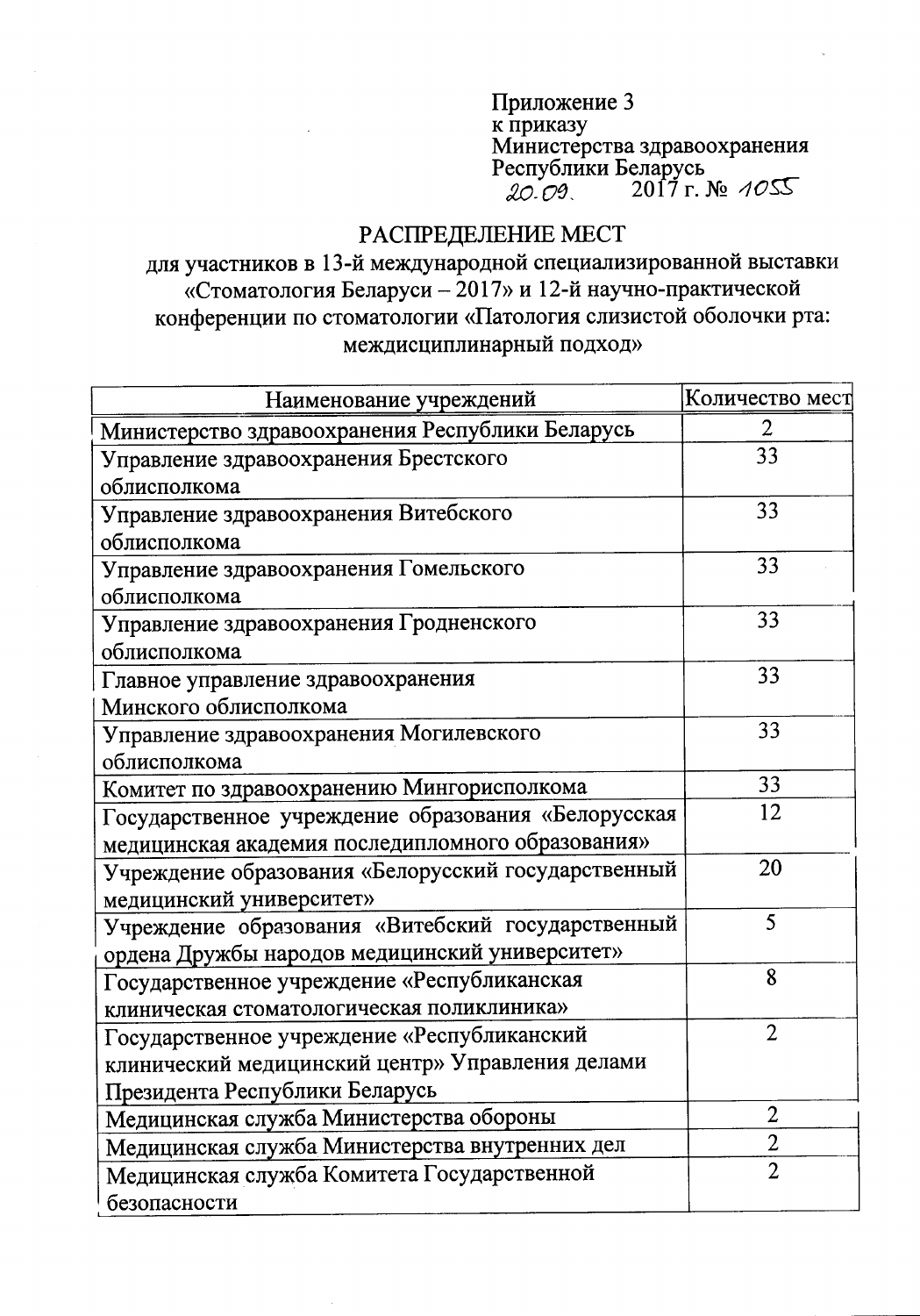Приложение 3
к приказу
Министерства здравоохранения
Республики Беларусь
20.09. 2017 г. № 1055

## РАСПРЕДЕЛЕНИЕ МЕСТ

для участников в 13-й международной специализированной выставки «Стоматология Беларуси – 2017» и 12-й научно-практической конференции по стоматологии «Патология слизистой оболочки рта: междисциплинарный подход»

| Наименование учреждений | Количество мест |
|---|---|
| Министерство здравоохранения Республики Беларусь | 2 |
| Управление здравоохранения Брестского облисполкома | 33 |
| Управление здравоохранения Витебского облисполкома | 33 |
| Управление здравоохранения Гомельского облисполкома | 33 |
| Управление здравоохранения Гродненского облисполкома | 33 |
| Главное управление здравоохранения Минского облисполкома | 33 |
| Управление здравоохранения Могилевского облисполкома | 33 |
| Комитет по здравоохранению Мингорисполкома | 33 |
| Государственное учреждение образования «Белорусская медицинская академия последипломного образования» | 12 |
| Учреждение образования «Белорусский государственный медицинский университет» | 20 |
| Учреждение образования «Витебский государственный ордена Дружбы народов медицинский университет» | 5 |
| Государственное учреждение «Республиканская клиническая стоматологическая поликлиника» | 8 |
| Государственное учреждение «Республиканский клинический медицинский центр» Управления делами Президента Республики Беларусь | 2 |
| Медицинская служба Министерства обороны | 2 |
| Медицинская служба Министерства внутренних дел | 2 |
| Медицинская служба Комитета Государственной безопасности | 2 |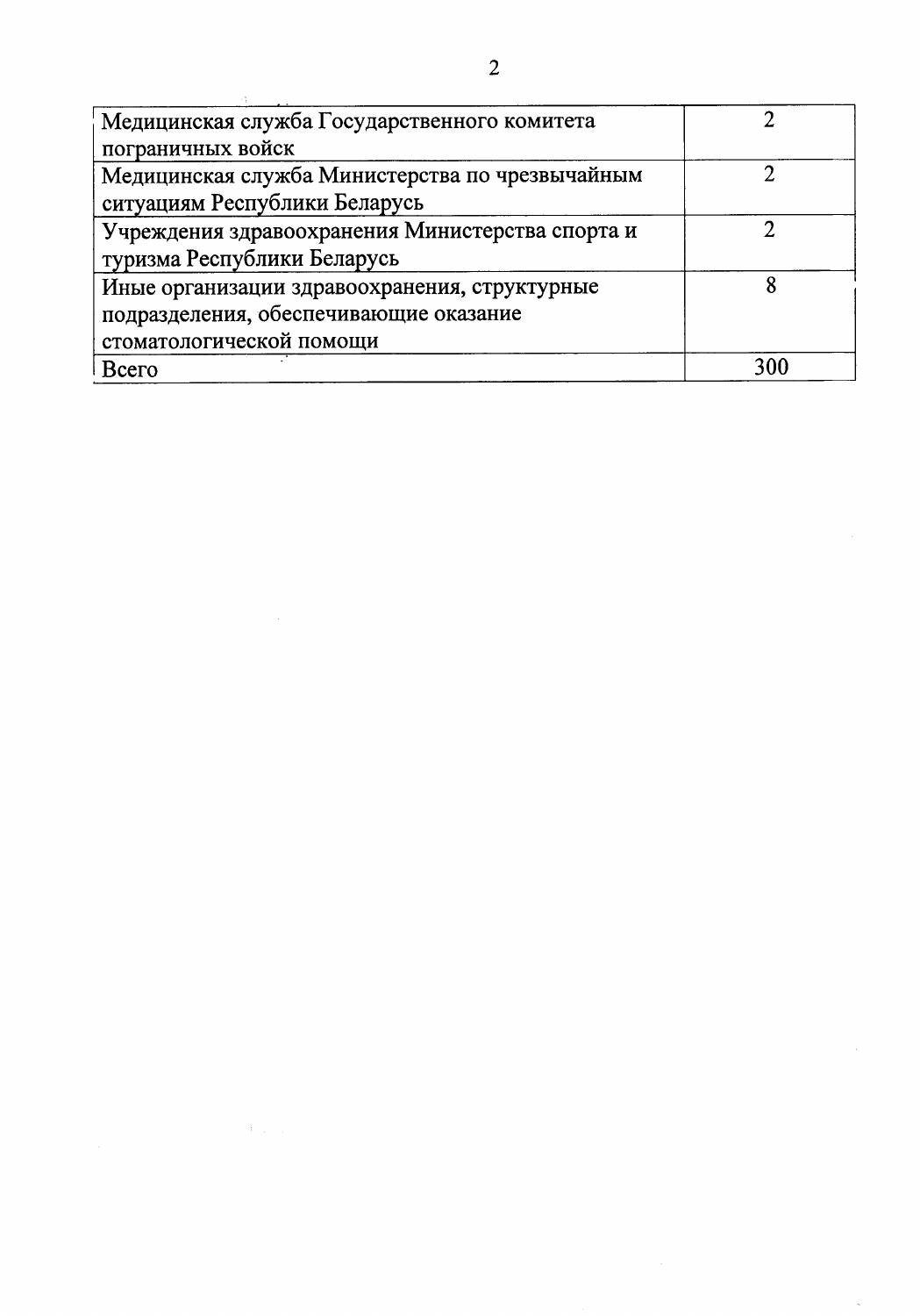| | |
|---|---|
| Медицинская служба Государственного комитета пограничных войск | 2 |
| Медицинская служба Министерства по чрезвычайным ситуациям Республики Беларусь | 2 |
| Учреждения здравоохранения Министерства спорта и туризма Республики Беларусь | 2 |
| Иные организации здравоохранения, структурные подразделения, обеспечивающие оказание стоматологической помощи | 8 |
| Всего | 300 |